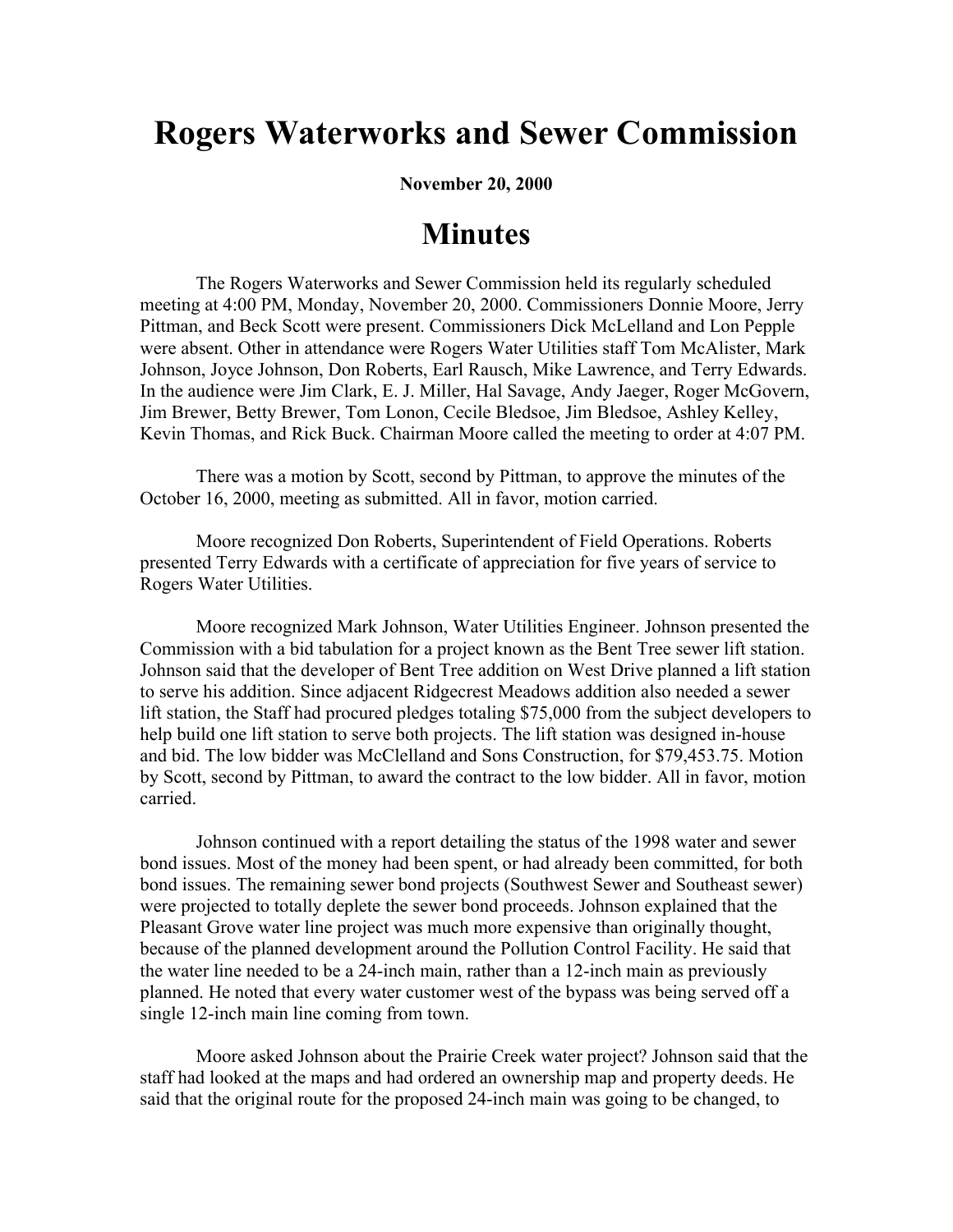# Rogers Waterworks and Sewer Commission

**November 20, 2000**

# Minutes

The Rogers Waterworks and Sewer Commission held its regularly scheduled meeting at 4:00 PM, Monday, November 20, 2000. Commissioners Donnie Moore, Jerry Pittman, and Beck Scott were present. Commissioners Dick McLelland and Lon Pepple were absent. Other in attendance were Rogers Water Utilities staff Tom McAlister, Mark Johnson, Joyce Johnson, Don Roberts, Earl Rausch, Mike Lawrence, and Terry Edwards. In the audience were Jim Clark, E. J. Miller, Hal Savage, Andy Jaeger, Roger McGovern, Jim Brewer, Betty Brewer, Tom Lonon, Cecile Bledsoe, Jim Bledsoe, Ashley Kelley, Kevin Thomas, and Rick Buck. Chairman Moore called the meeting to order at 4:07 PM.

There was a motion by Scott, second by Pittman, to approve the minutes of the October 16, 2000, meeting as submitted. All in favor, motion carried.

Moore recognized Don Roberts, Superintendent of Field Operations. Roberts presented Terry Edwards with a certificate of appreciation for five years of service to Rogers Water Utilities.

Moore recognized Mark Johnson, Water Utilities Engineer. Johnson presented the Commission with a bid tabulation for a project known as the Bent Tree sewer lift station. Johnson said that the developer of Bent Tree addition on West Drive planned a lift station to serve his addition. Since adjacent Ridgecrest Meadows addition also needed a sewer lift station, the Staff had procured pledges totaling $75,000 from the subject developers to help build one lift station to serve both projects. The lift station was designed in-house and bid. The low bidder was McClelland and Sons Construction, for $79,453.75. Motion by Scott, second by Pittman, to award the contract to the low bidder. All in favor, motion carried.

Johnson continued with a report detailing the status of the 1998 water and sewer bond issues. Most of the money had been spent, or had already been committed, for both bond issues. The remaining sewer bond projects (Southwest Sewer and Southeast sewer) were projected to totally deplete the sewer bond proceeds. Johnson explained that the Pleasant Grove water line project was much more expensive than originally thought, because of the planned development around the Pollution Control Facility. He said that the water line needed to be a 24-inch main, rather than a 12-inch main as previously planned. He noted that every water customer west of the bypass was being served off a single 12-inch main line coming from town.

Moore asked Johnson about the Prairie Creek water project? Johnson said that the staff had looked at the maps and had ordered an ownership map and property deeds. He said that the original route for the proposed 24-inch main was going to be changed, to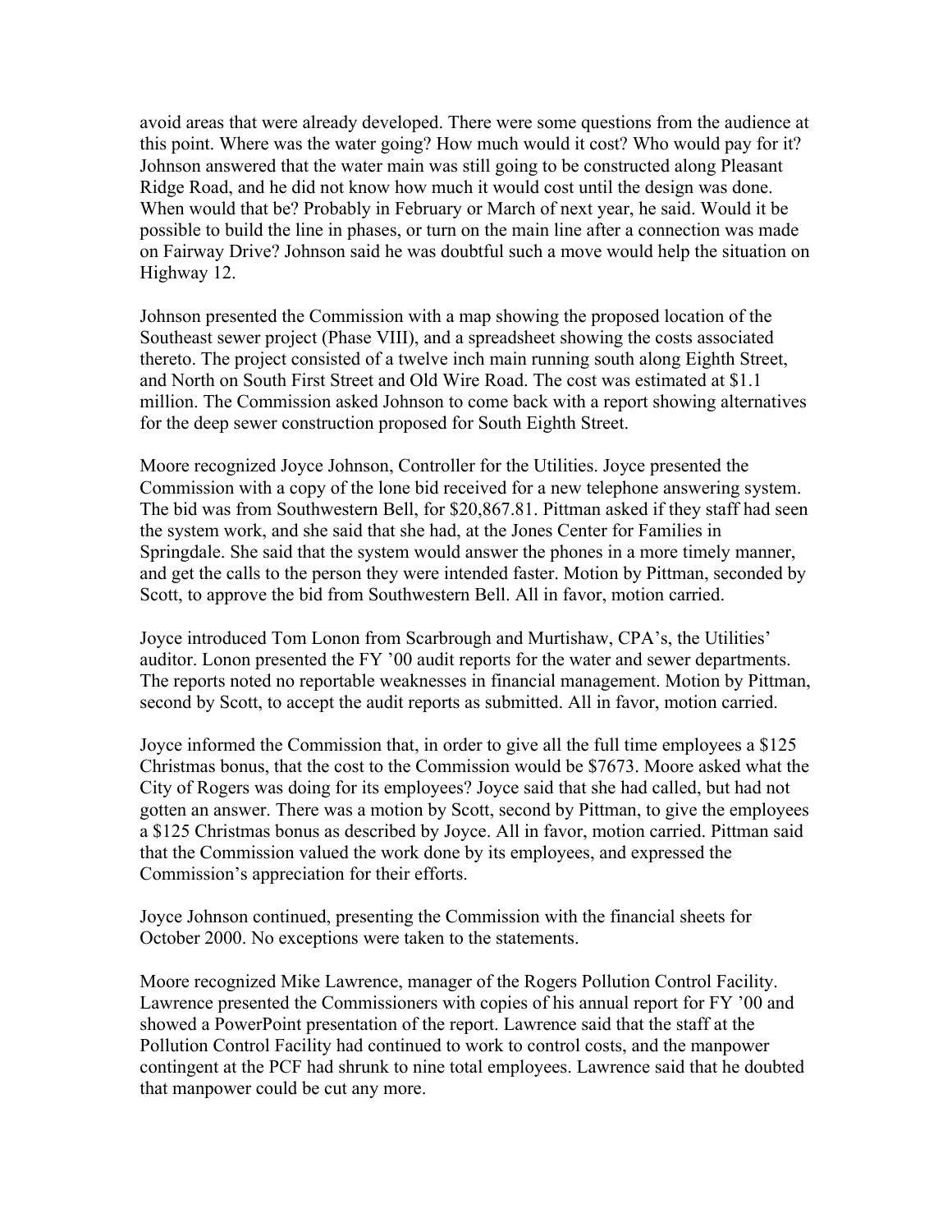avoid areas that were already developed. There were some questions from the audience at this point. Where was the water going? How much would it cost? Who would pay for it? Johnson answered that the water main was still going to be constructed along Pleasant Ridge Road, and he did not know how much it would cost until the design was done. When would that be? Probably in February or March of next year, he said. Would it be possible to build the line in phases, or turn on the main line after a connection was made on Fairway Drive? Johnson said he was doubtful such a move would help the situation on Highway 12.

Johnson presented the Commission with a map showing the proposed location of the Southeast sewer project (Phase VIII), and a spreadsheet showing the costs associated thereto. The project consisted of a twelve inch main running south along Eighth Street, and North on South First Street and Old Wire Road. The cost was estimated at $1.1 million. The Commission asked Johnson to come back with a report showing alternatives for the deep sewer construction proposed for South Eighth Street.

Moore recognized Joyce Johnson, Controller for the Utilities. Joyce presented the Commission with a copy of the lone bid received for a new telephone answering system. The bid was from Southwestern Bell, for $20,867.81. Pittman asked if they staff had seen the system work, and she said that she had, at the Jones Center for Families in Springdale. She said that the system would answer the phones in a more timely manner, and get the calls to the person they were intended faster. Motion by Pittman, seconded by Scott, to approve the bid from Southwestern Bell. All in favor, motion carried.

Joyce introduced Tom Lonon from Scarbrough and Murtishaw, CPA's, the Utilities' auditor. Lonon presented the FY '00 audit reports for the water and sewer departments. The reports noted no reportable weaknesses in financial management. Motion by Pittman, second by Scott, to accept the audit reports as submitted. All in favor, motion carried.

Joyce informed the Commission that, in order to give all the full time employees a $125 Christmas bonus, that the cost to the Commission would be $7673. Moore asked what the City of Rogers was doing for its employees? Joyce said that she had called, but had not gotten an answer. There was a motion by Scott, second by Pittman, to give the employees a $125 Christmas bonus as described by Joyce. All in favor, motion carried. Pittman said that the Commission valued the work done by its employees, and expressed the Commission's appreciation for their efforts.

Joyce Johnson continued, presenting the Commission with the financial sheets for October 2000. No exceptions were taken to the statements.

Moore recognized Mike Lawrence, manager of the Rogers Pollution Control Facility. Lawrence presented the Commissioners with copies of his annual report for FY '00 and showed a PowerPoint presentation of the report. Lawrence said that the staff at the Pollution Control Facility had continued to work to control costs, and the manpower contingent at the PCF had shrunk to nine total employees. Lawrence said that he doubted that manpower could be cut any more.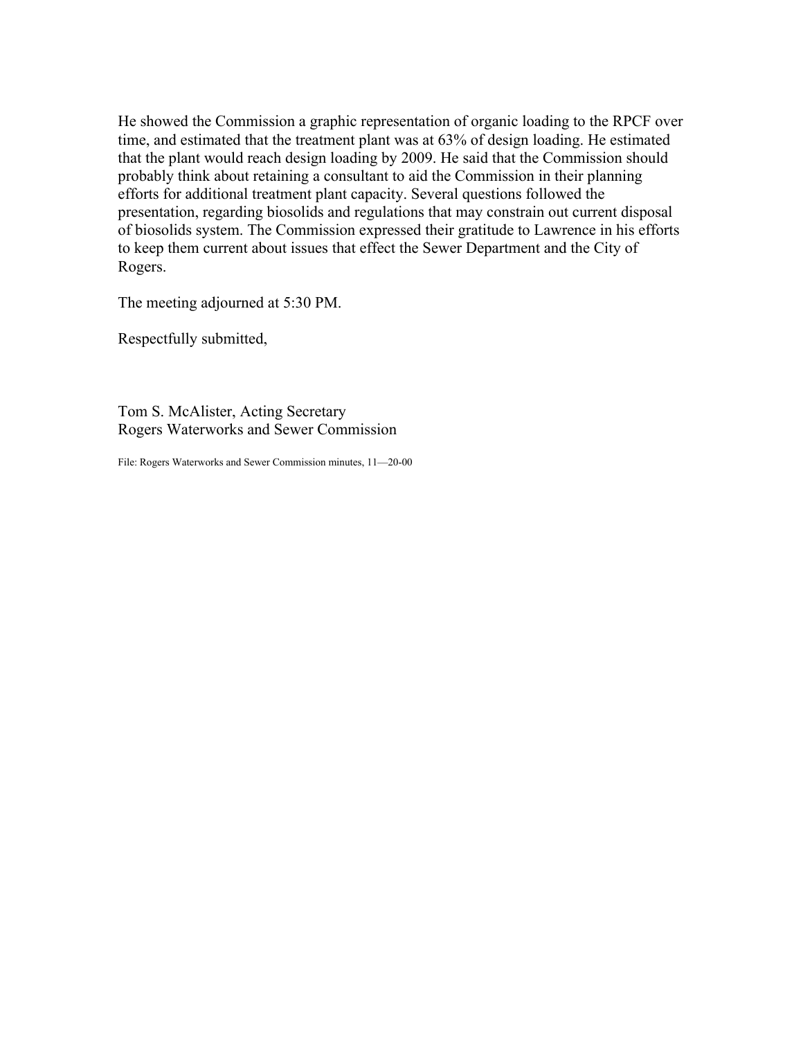He showed the Commission a graphic representation of organic loading to the RPCF over time, and estimated that the treatment plant was at 63% of design loading. He estimated that the plant would reach design loading by 2009. He said that the Commission should probably think about retaining a consultant to aid the Commission in their planning efforts for additional treatment plant capacity. Several questions followed the presentation, regarding biosolids and regulations that may constrain out current disposal of biosolids system. The Commission expressed their gratitude to Lawrence in his efforts to keep them current about issues that effect the Sewer Department and the City of Rogers.

The meeting adjourned at 5:30 PM.

Respectfully submitted,

Tom S. McAlister, Acting Secretary
Rogers Waterworks and Sewer Commission

File: Rogers Waterworks and Sewer Commission minutes, 11—20-00